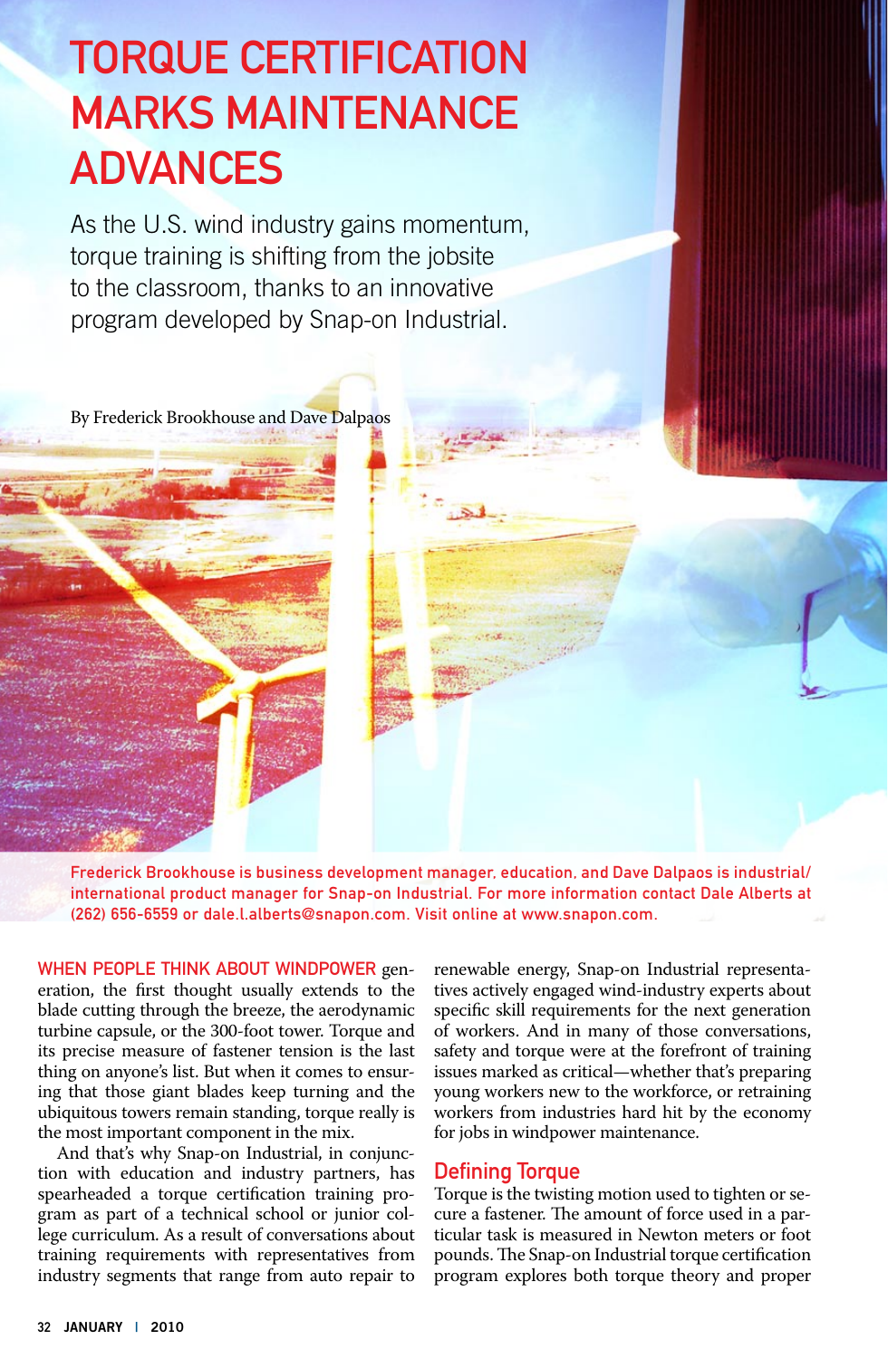# TORQUE CERTIFICATION MARKS MAINTENANCE ADVANCES

As the U.S. wind industry gains momentum, torque training is shifting from the jobsite to the classroom, thanks to an innovative program developed by Snap-on Industrial.

By Frederick Brookhouse and Dave Dalpaos

Frederick Brookhouse is business development manager, education, and Dave Dalpaos is industrial/international product manager for Snap-on Industrial. For more information contact Dale Alberts at (262) 656-6559 or dale.l.alberts@snapon.com. Visit online at www.snapon.com.

WHEN PEOPLE THINK ABOUT WINDPOWER generation, the first thought usually extends to the blade cutting through the breeze, the aerodynamic turbine capsule, or the 300-foot tower. Torque and its precise measure of fastener tension is the last thing on anyone's list. But when it comes to ensuring that those giant blades keep turning and the ubiquitous towers remain standing, torque really is the most important component in the mix.

And that's why Snap-on Industrial, in conjunction with education and industry partners, has spearheaded a torque certification training program as part of a technical school or junior college curriculum. As a result of conversations about training requirements with representatives from industry segments that range from auto repair to renewable energy, Snap-on Industrial representatives actively engaged wind-industry experts about specific skill requirements for the next generation of workers. And in many of those conversations, safety and torque were at the forefront of training issues marked as critical—whether that's preparing young workers new to the workforce, or retraining workers from industries hard hit by the economy for jobs in windpower maintenance.

## Defining Torque

Torque is the twisting motion used to tighten or secure a fastener. The amount of force used in a particular task is measured in Newton meters or foot pounds. The Snap-on Industrial torque certification program explores both torque theory and proper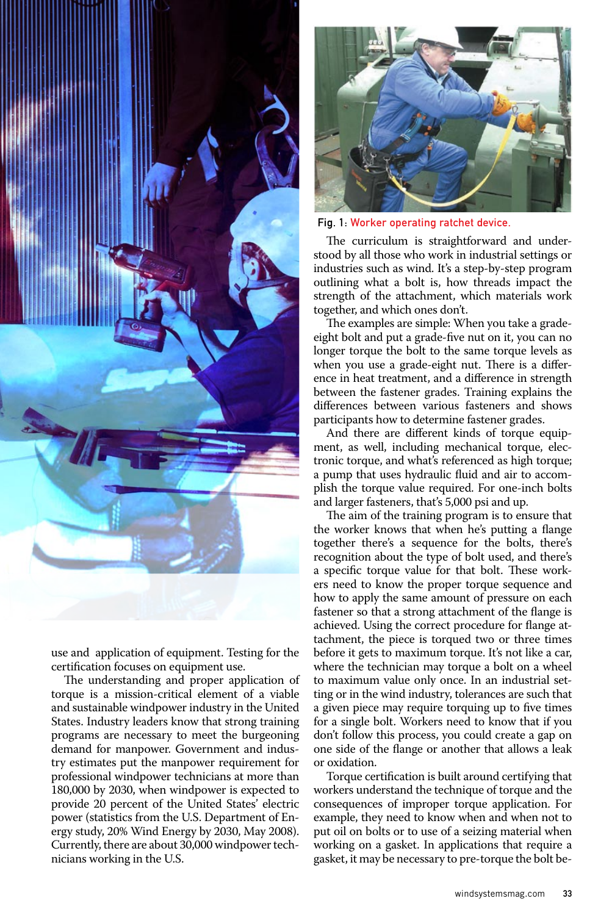Fig. 1: Worker operating ratchet device.

use and application of equipment. Testing for the certification focuses on equipment use.

The understanding and proper application of torque is a mission-critical element of a viable and sustainable windpower industry in the United States. Industry leaders know that strong training programs are necessary to meet the burgeoning demand for manpower. Government and industry estimates put the manpower requirement for professional windpower technicians at more than 180,000 by 2030, when windpower is expected to provide 20 percent of the United States' electric power (statistics from the U.S. Department of Energy study, 20% Wind Energy by 2030, May 2008). Currently, there are about 30,000 windpower technicians working in the U.S.

The curriculum is straightforward and understood by all those who work in industrial settings or industries such as wind. It's a step-by-step program outlining what a bolt is, how threads impact the strength of the attachment, which materials work together, and which ones don't.

The examples are simple: When you take a grade-eight bolt and put a grade-five nut on it, you can no longer torque the bolt to the same torque levels as when you use a grade-eight nut. There is a difference in heat treatment, and a difference in strength between the fastener grades. Training explains the differences between various fasteners and shows participants how to determine fastener grades.

And there are different kinds of torque equipment, as well, including mechanical torque, electronic torque, and what's referenced as high torque; a pump that uses hydraulic fluid and air to accomplish the torque value required. For one-inch bolts and larger fasteners, that's 5,000 psi and up.

The aim of the training program is to ensure that the worker knows that when he's putting a flange together there's a sequence for the bolts, there's recognition about the type of bolt used, and there's a specific torque value for that bolt. These workers need to know the proper torque sequence and how to apply the same amount of pressure on each fastener so that a strong attachment of the flange is achieved. Using the correct procedure for flange attachment, the piece is torqued two or three times before it gets to maximum torque. It's not like a car, where the technician may torque a bolt on a wheel to maximum value only once. In an industrial setting or in the wind industry, tolerances are such that a given piece may require torquing up to five times for a single bolt. Workers need to know that if you don't follow this process, you could create a gap on one side of the flange or another that allows a leak or oxidation.

Torque certification is built around certifying that workers understand the technique of torque and the consequences of improper torque application. For example, they need to know when and when not to put oil on bolts or to use of a seizing material when working on a gasket. In applications that require a gasket, it may be necessary to pre-torque the bolt be-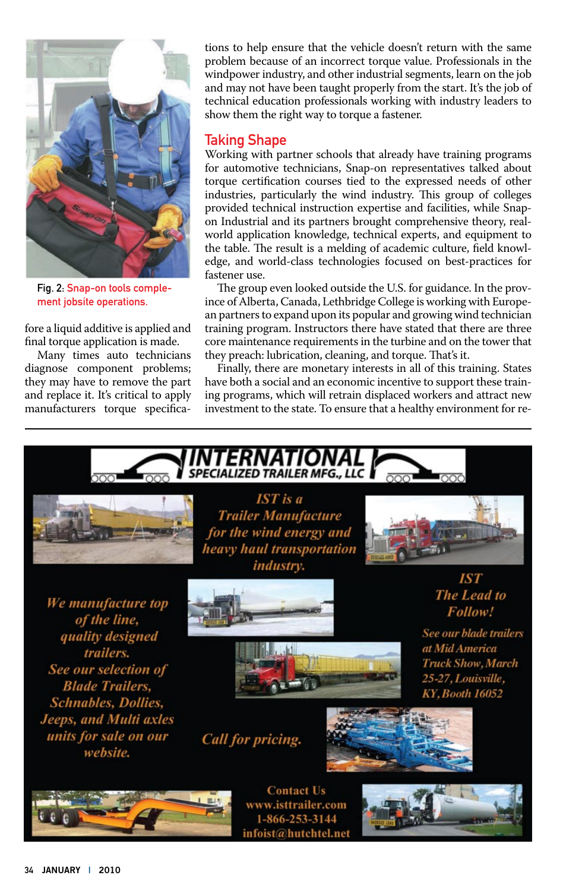Fig. 2: Snap-on tools complement jobsite operations.

fore a liquid additive is applied and final torque application is made.

Many times auto technicians diagnose component problems; they may have to remove the part and replace it. It's critical to apply manufacturers torque specifications to help ensure that the vehicle doesn't return with the same problem because of an incorrect torque value. Professionals in the windpower industry, and other industrial segments, learn on the job and may not have been taught properly from the start. It's the job of technical education professionals working with industry leaders to show them the right way to torque a fastener.

## Taking Shape

Working with partner schools that already have training programs for automotive technicians, Snap-on representatives talked about torque certification courses tied to the expressed needs of other industries, particularly the wind industry. This group of colleges provided technical instruction expertise and facilities, while Snap-on Industrial and its partners brought comprehensive theory, real-world application knowledge, technical experts, and equipment to the table. The result is a melding of academic culture, field knowledge, and world-class technologies focused on best-practices for fastener use.

The group even looked outside the U.S. for guidance. In the province of Alberta, Canada, Lethbridge College is working with European partners to expand upon its popular and growing wind technician training program. Instructors there have stated that there are three core maintenance requirements in the turbine and on the tower that they preach: lubrication, cleaning, and torque. That's it.

Finally, there are monetary interests in all of this training. States have both a social and an economic incentive to support these training programs, which will retrain displaced workers and attract new investment to the state. To ensure that a healthy environment for re-

---

**INTERNATIONAL SPECIALIZED TRAILER MFG., LLC**

*IST is a Trailer Manufacture for the wind energy and heavy haul transportation industry.*

*We manufacture top of the line, quality designed trailers. See our selection of Blade Trailers, Schnables, Dollies, Jeeps, and Multi axles units for sale on our website.*

*IST The Lead to Follow!*

*See our blade trailers at Mid America Truck Show, March 25-27, Louisville, KY, Booth 16052*

*Call for pricing.*

Contact Us
www.isttrailer.com
1-866-253-3144
infoist@hutchtel.net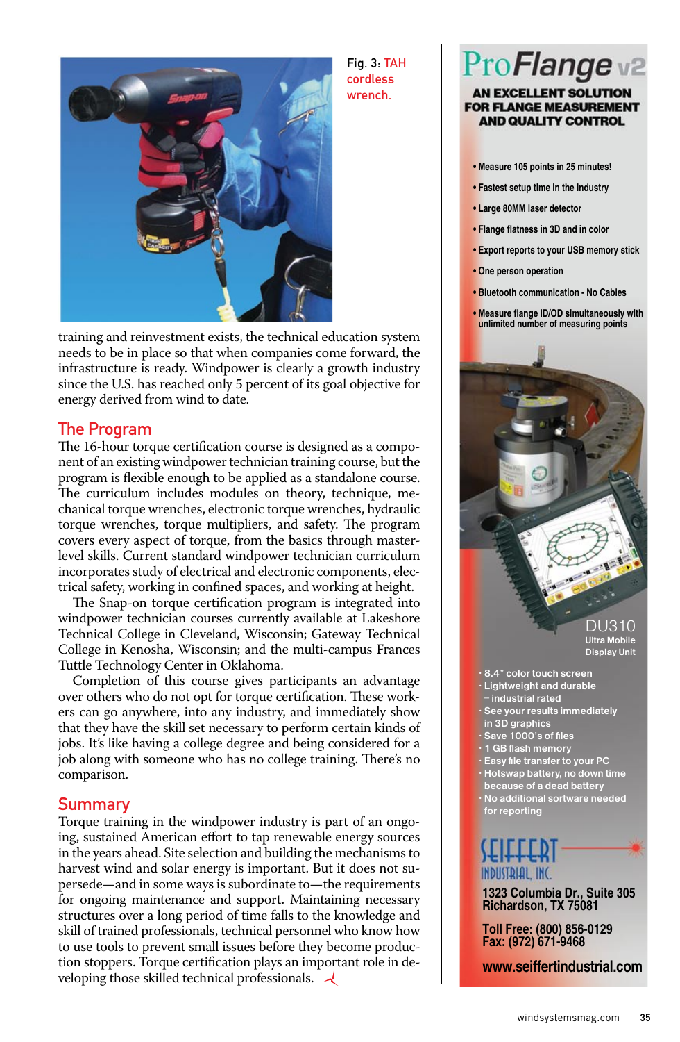Fig. 3: TAH cordless wrench.

training and reinvestment exists, the technical education system needs to be in place so that when companies come forward, the infrastructure is ready. Windpower is clearly a growth industry since the U.S. has reached only 5 percent of its goal objective for energy derived from wind to date.

## The Program

The 16-hour torque certification course is designed as a component of an existing windpower technician training course, but the program is flexible enough to be applied as a standalone course. The curriculum includes modules on theory, technique, mechanical torque wrenches, electronic torque wrenches, hydraulic torque wrenches, torque multipliers, and safety. The program covers every aspect of torque, from the basics through master-level skills. Current standard windpower technician curriculum incorporates study of electrical and electronic components, electrical safety, working in confined spaces, and working at height.

The Snap-on torque certification program is integrated into windpower technician courses currently available at Lakeshore Technical College in Cleveland, Wisconsin; Gateway Technical College in Kenosha, Wisconsin; and the multi-campus Frances Tuttle Technology Center in Oklahoma.

Completion of this course gives participants an advantage over others who do not opt for torque certification. These workers can go anywhere, into any industry, and immediately show that they have the skill set necessary to perform certain kinds of jobs. It's like having a college degree and being considered for a job along with someone who has no college training. There's no comparison.

## Summary

Torque training in the windpower industry is part of an ongoing, sustained American effort to tap renewable energy sources in the years ahead. Site selection and building the mechanisms to harvest wind and solar energy is important. But it does not supersede—and in some ways is subordinate to—the requirements for ongoing maintenance and support. Maintaining necessary structures over a long period of time falls to the knowledge and skill of trained professionals, technical personnel who know how to use tools to prevent small issues before they become production stoppers. Torque certification plays an important role in developing those skilled technical professionals.

# ProFlange v2

**AN EXCELLENT SOLUTION FOR FLANGE MEASUREMENT AND QUALITY CONTROL**

- Measure 105 points in 25 minutes!
- Fastest setup time in the industry
- Large 80MM laser detector
- Flange flatness in 3D and in color
- Export reports to your USB memory stick
- One person operation
- Bluetooth communication - No Cables
- Measure flange ID/OD simultaneously with unlimited number of measuring points

DU310
Ultra Mobile Display Unit

- 8.4" color touch screen
- Lightweight and durable – industrial rated
- See your results immediately in 3D graphics
- Save 1000's of files
- 1 GB flash memory
- Easy file transfer to your PC
- Hotswap battery, no down time because of a dead battery
- No additional sortware needed for reporting

SEIFFERT INDUSTRIAL, INC.

1323 Columbia Dr., Suite 305
Richardson, TX 75081

Toll Free: (800) 856-0129
Fax: (972) 671-9468

www.seiffertindustrial.com